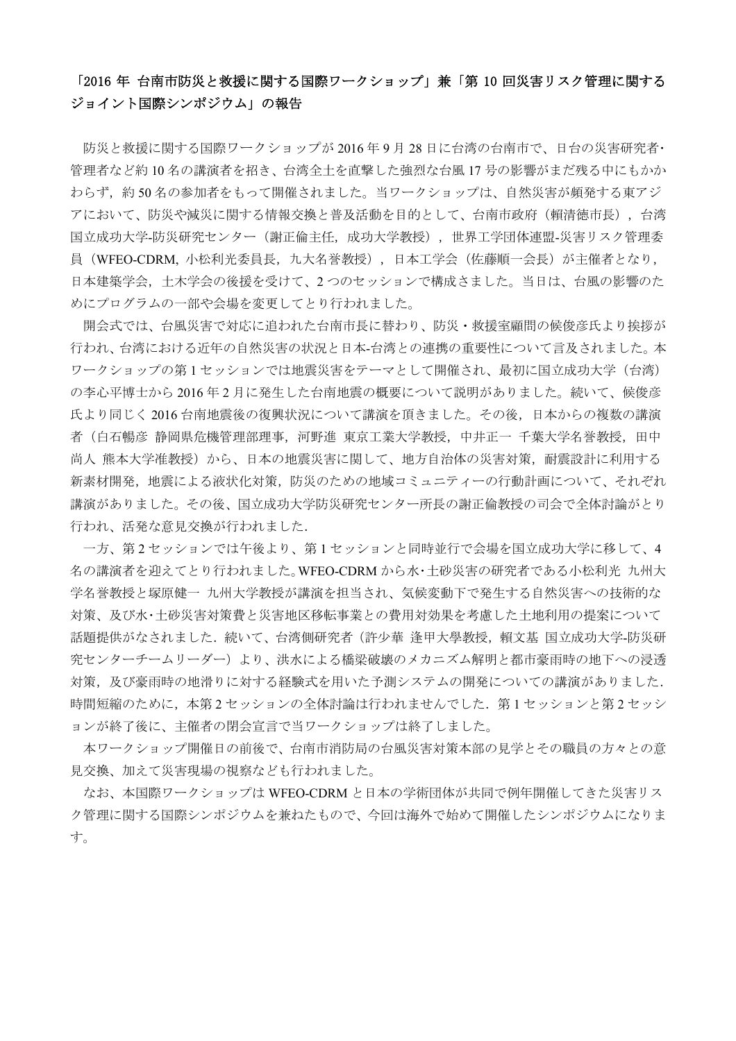# 「2016 年 台南市防災と救援に関する国際ワークショップ」兼「第 10 回災害リスク管理に関するジョイント国際シンポジウム」の報告

防災と救援に関する国際ワークショップが 2016 年 9 月 28 日に台湾の台南市で、日台の災害研究者・管理者など約 10 名の講演者を招き、台湾全土を直撃した強烈な台風 17 号の影響がまだ残る中にもかかわらず，約 50 名の参加者をもって開催されました。当ワークショップは、自然災害が頻発する東アジアにおいて、防災や減災に関する情報交換と普及活動を目的として、台南市政府（賴清徳市長），台湾国立成功大学-防災研究センター（謝正倫主任，成功大学教授），世界工学団体連盟-災害リスク管理委員（WFEO-CDRM, 小松利光委員長，九大名誉教授），日本工学会（佐藤順一会長）が主催者となり，日本建築学会，土木学会の後援を受けて、2 つのセッションで構成さました。当日は、台風の影響のためにプログラムの一部や会場を変更してとり行われました。

開会式では、台風災害で対応に追われた台南市長に替わり、防災・救援室顧問の侯俊彦氏より挨拶が行われ、台湾における近年の自然災害の状況と日本-台湾との連携の重要性について言及されました。本ワークショップの第 1 セッションでは地震災害をテーマとして開催され、最初に国立成功大学（台湾）の李心平博士から 2016 年 2 月に発生した台南地震の概要について説明がありました。続いて、侯俊彦氏より同じく 2016 台南地震後の復興状況について講演を頂きました。その後，日本からの複数の講演者（白石暢彦 静岡県危機管理部理事，河野進 東京工業大学教授，中井正一 千葉大学名誉教授，田中尚人 熊本大学准教授）から、日本の地震災害に関して、地方自治体の災害対策，耐震設計に利用する新素材開発，地震による液状化対策，防災のための地域コミュニティーの行動計画について、それぞれ講演がありました。その後、国立成功大学防災研究センター所長の謝正倫教授の司会で全体討論がとり行われ、活発な意見交換が行われました．

一方、第 2 セッションでは午後より、第 1 セッションと同時並行で会場を国立成功大学に移して、4 名の講演者を迎えてとり行われました。WFEO-CDRM から水･土砂災害の研究者である小松利光 九州大学名誉教授と塚原健一 九州大学教授が講演を担当され、気候変動下で発生する自然災害への技術的な対策、及び水･土砂災害対策費と災害地区移転事業との費用対効果を考慮した土地利用の提案について話題提供がなされました．続いて、台湾側研究者（許少華 逢甲大學教授，賴文基 国立成功大学-防災研究センターチームリーダー）より、洪水による橋梁破壊のメカニズム解明と都市豪雨時の地下への浸透対策，及び豪雨時の地滑りに対する経験式を用いた予測システムの開発についての講演がありました．時間短縮のために，本第 2 セッションの全体討論は行われませんでした．第 1 セッションと第 2 セッションが終了後に、主催者の閉会宣言で当ワークショップは終了しました。

本ワークショップ開催日の前後で、台南市消防局の台風災害対策本部の見学とその職員の方々との意見交換、加えて災害現場の視察なども行われました。

なお、本国際ワークショップは WFEO-CDRM と日本の学術団体が共同で例年開催してきた災害リスク管理に関する国際シンポジウムを兼ねたもので、今回は海外で始めて開催したシンポジウムになります。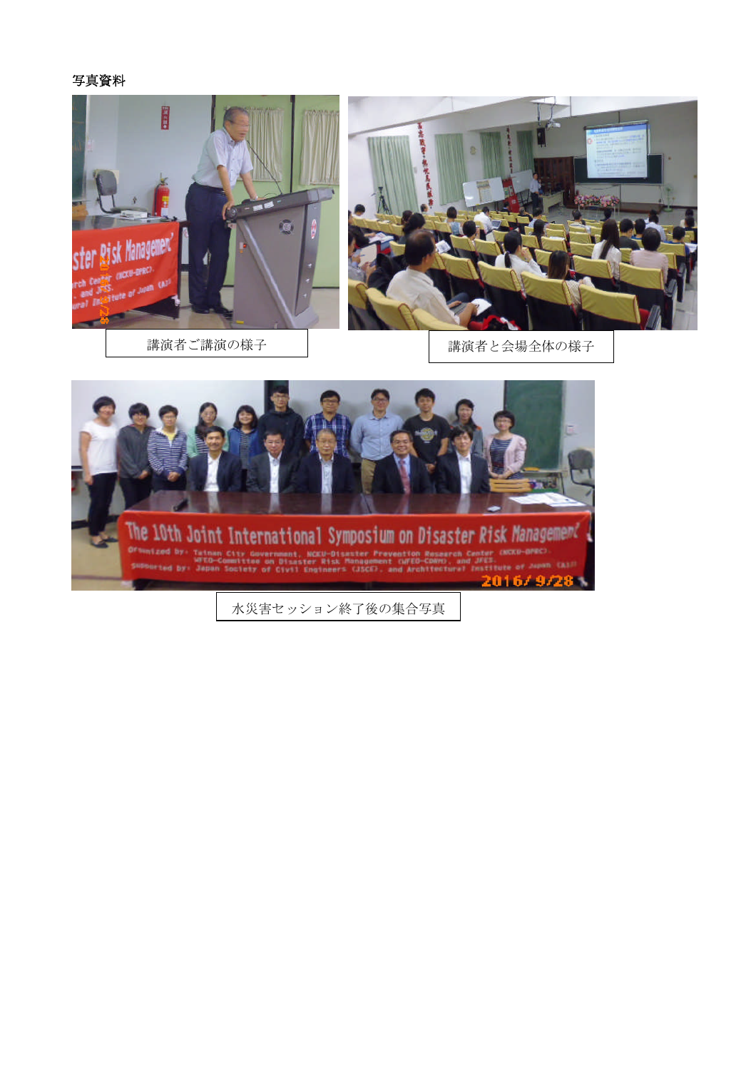写真資料

講演者ご講演の様子

講演者と会場全体の様子

水災害セッション終了後の集合写真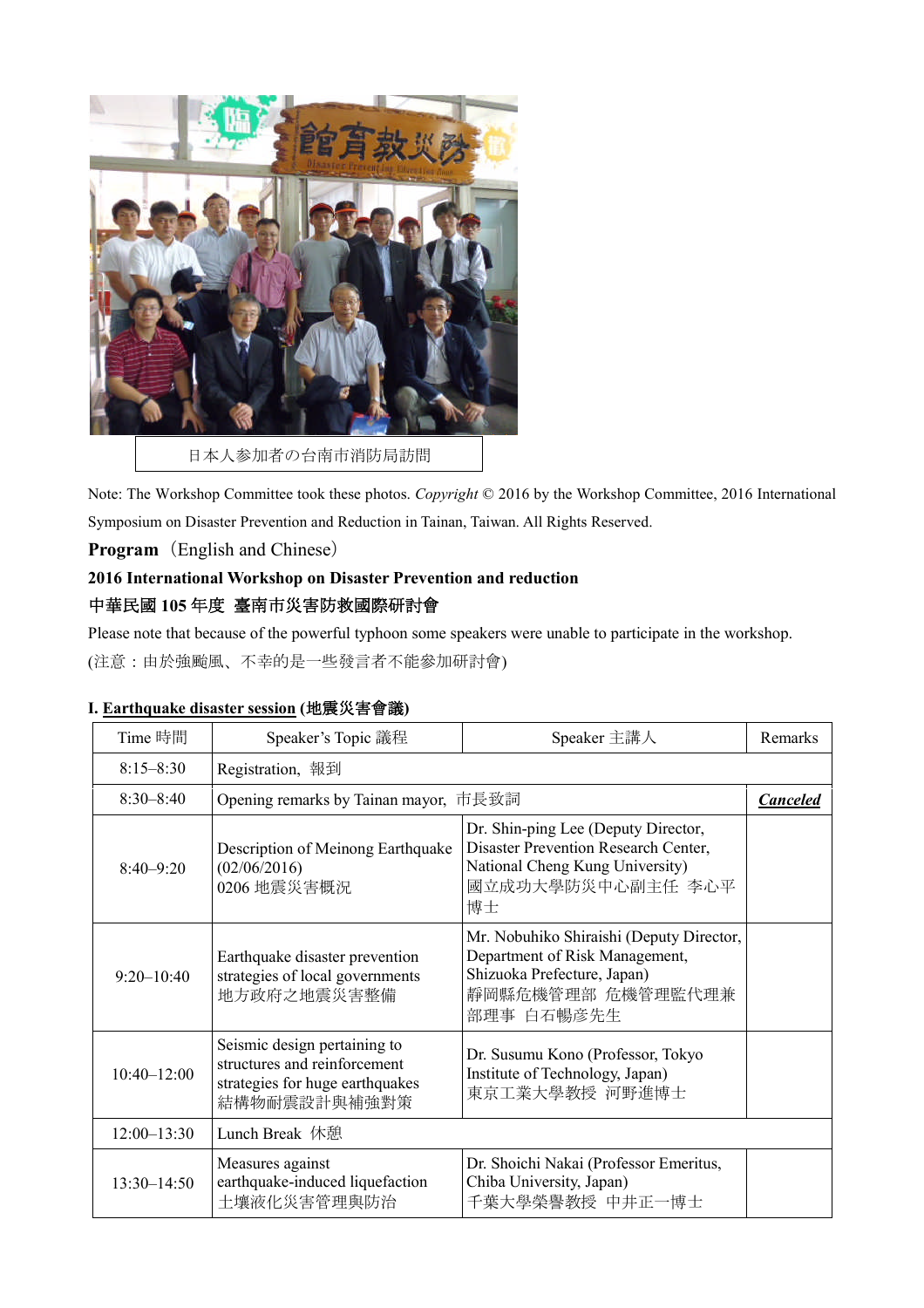日本人参加者の台南市消防局訪問

Note: The Workshop Committee took these photos. *Copyright* © 2016 by the Workshop Committee, 2016 International Symposium on Disaster Prevention and Reduction in Tainan, Taiwan. All Rights Reserved.

**Program**（English and Chinese）

**2016 International Workshop on Disaster Prevention and reduction**

**中華民國 105 年度 臺南市災害防救國際研討會**

Please note that because of the powerful typhoon some speakers were unable to participate in the workshop.

(注意：由於強颱風、不幸的是一些發言者不能參加研討會)

**I. <u>Earthquake disaster session</u> (地震災害會議)**

| Time 時間 | Speaker's Topic 議程 | Speaker 主講人 | Remarks |
|---|---|---|---|
| 8:15–8:30 | Registration, 報到 | | |
| 8:30–8:40 | Opening remarks by Tainan mayor, 市長致詞 | | ***<u>Canceled</u>*** |
| 8:40–9:20 | Description of Meinong Earthquake (02/06/2016)<br>0206 地震災害概況 | Dr. Shin-ping Lee (Deputy Director, Disaster Prevention Research Center, National Cheng Kung University)<br>國立成功大學防災中心副主任 李心平博士 | |
| 9:20–10:40 | Earthquake disaster prevention strategies of local governments<br>地方政府之地震災害整備 | Mr. Nobuhiko Shiraishi (Deputy Director, Department of Risk Management, Shizuoka Prefecture, Japan)<br>靜岡縣危機管理部 危機管理監代理兼部理事 白石暢彥先生 | |
| 10:40–12:00 | Seismic design pertaining to structures and reinforcement strategies for huge earthquakes<br>結構物耐震設計與補強對策 | Dr. Susumu Kono (Professor, Tokyo Institute of Technology, Japan)<br>東京工業大學教授 河野進博士 | |
| 12:00–13:30 | Lunch Break 休憩 | | |
| 13:30–14:50 | Measures against earthquake-induced liquefaction<br>土壤液化災害管理與防治 | Dr. Shoichi Nakai (Professor Emeritus, Chiba University, Japan)<br>千葉大學榮譽教授 中井正一博士 | |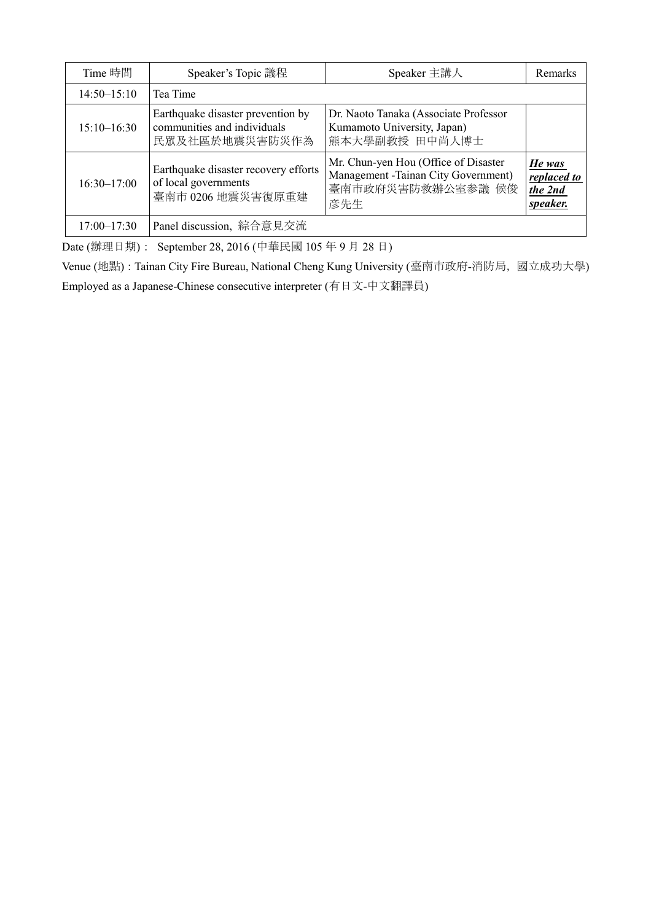| Time 時間 | Speaker's Topic 議程 | Speaker 主講人 | Remarks |
|---|---|---|---|
| 14:50–15:10 | Tea Time | | |
| 15:10–16:30 | Earthquake disaster prevention by communities and individuals<br>民眾及社區於地震災害防災作為 | Dr. Naoto Tanaka (Associate Professor Kumamoto University, Japan)<br>熊本大學副教授 田中尚人博士 | |
| 16:30–17:00 | Earthquake disaster recovery efforts of local governments<br>臺南市 0206 地震災害復原重建 | Mr. Chun-yen Hou (Office of Disaster Management -Tainan City Government)<br>臺南市政府災害防救辦公室參議 侯俊彥先生 | ***He was replaced to the 2nd speaker.*** |
| 17:00–17:30 | Panel discussion, 綜合意見交流 | | |

Date (辦理日期)： September 28, 2016 (中華民國 105 年 9 月 28 日)

Venue (地點)：Tainan City Fire Bureau, National Cheng Kung University (臺南市政府-消防局，國立成功大學)

Employed as a Japanese-Chinese consecutive interpreter (有日文-中文翻譯員)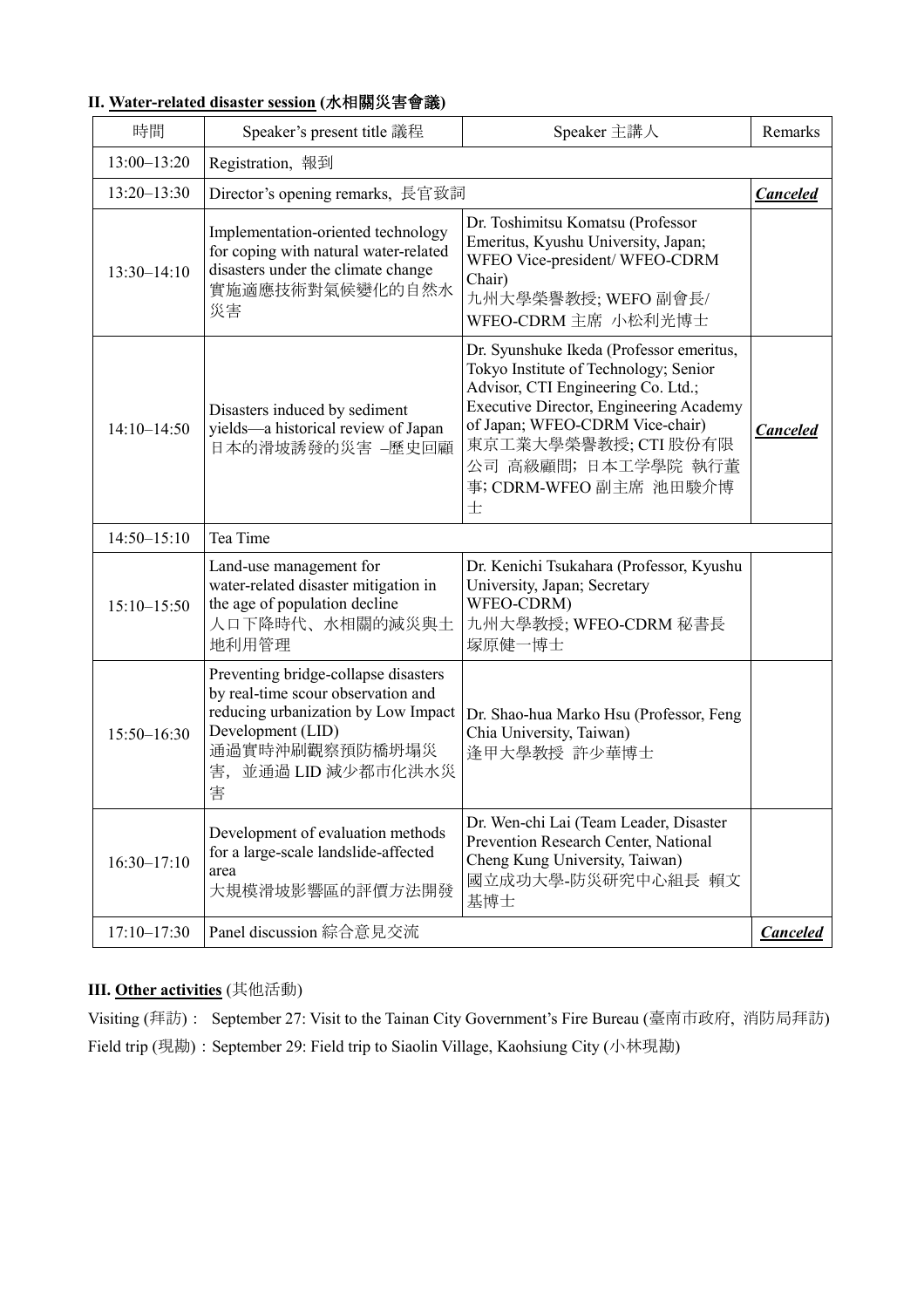## II. <u>Water-related disaster session</u> (水相關災害會議)

| 時間 | Speaker's present title 議程 | Speaker 主講人 | Remarks |
|---|---|---|---|
| 13:00–13:20 | Registration, 報到 | | |
| 13:20–13:30 | Director's opening remarks, 長官致詞 | | ***Canceled*** |
| 13:30–14:10 | Implementation-oriented technology for coping with natural water-related disasters under the climate change<br>實施適應技術對氣候變化的自然水災害 | Dr. Toshimitsu Komatsu (Professor Emeritus, Kyushu University, Japan; WFEO Vice-president/ WFEO-CDRM Chair)<br>九州大學榮譽教授; WEFO 副會長/ WFEO-CDRM 主席 小松利光博士 | |
| 14:10–14:50 | Disasters induced by sediment yields—a historical review of Japan<br>日本的滑坡誘發的災害 –歷史回顧 | Dr. Syunshuke Ikeda (Professor emeritus, Tokyo Institute of Technology; Senior Advisor, CTI Engineering Co. Ltd.; Executive Director, Engineering Academy of Japan; WFEO-CDRM Vice-chair)<br>東京工業大學榮譽教授; CTI 股份有限公司 高級顧問; 日本工学學院 執行董事; CDRM-WFEO 副主席 池田駿介博士 | ***Canceled*** |
| 14:50–15:10 | Tea Time | | |
| 15:10–15:50 | Land-use management for water-related disaster mitigation in the age of population decline<br>人口下降時代、水相關的減災與土地利用管理 | Dr. Kenichi Tsukahara (Professor, Kyushu University, Japan; Secretary WFEO-CDRM)<br>九州大學教授; WFEO-CDRM 秘書長 塚原健一博士 | |
| 15:50–16:30 | Preventing bridge-collapse disasters by real-time scour observation and reducing urbanization by Low Impact Development (LID)<br>通過實時沖刷觀察預防橋坍塌災害, 並通過 LID 減少都市化洪水災害 | Dr. Shao-hua Marko Hsu (Professor, Feng Chia University, Taiwan)<br>逢甲大學教授 許少華博士 | |
| 16:30–17:10 | Development of evaluation methods for a large-scale landslide-affected area<br>大規模滑坡影響區的評價方法開發 | Dr. Wen-chi Lai (Team Leader, Disaster Prevention Research Center, National Cheng Kung University, Taiwan)<br>國立成功大學-防災研究中心組長 賴文基博士 | |
| 17:10–17:30 | Panel discussion 綜合意見交流 | | ***Canceled*** |

## III. <u>Other activities</u> (其他活動)

Visiting (拜訪)： September 27: Visit to the Tainan City Government's Fire Bureau (臺南市政府, 消防局拜訪)

Field trip (現勘)：September 29: Field trip to Siaolin Village, Kaohsiung City (小林現勘)